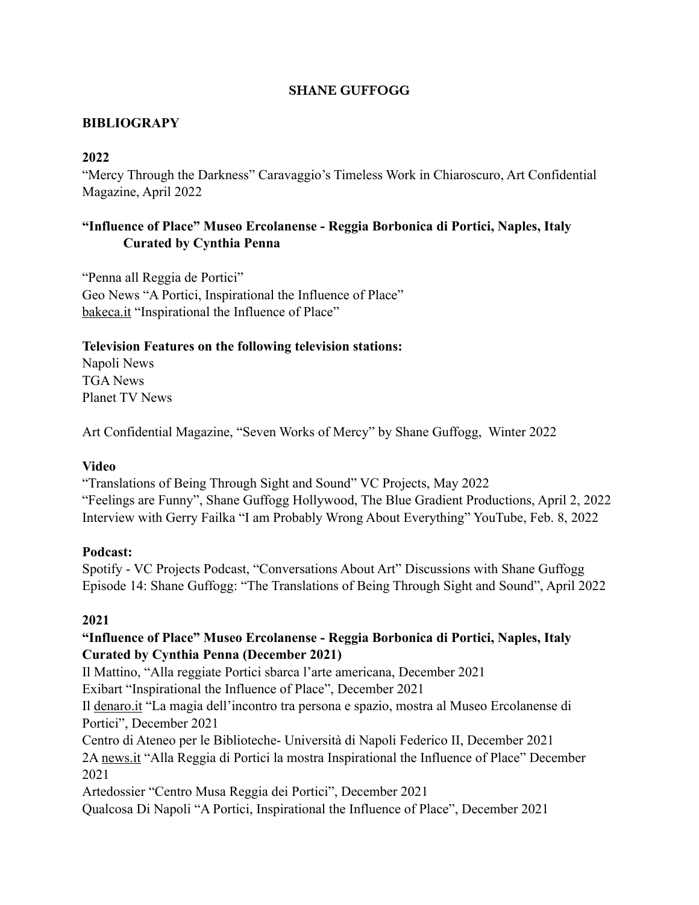# SHANE GUFFOGG

## BIBLIOGRAPY

### 2022

"Mercy Through the Darkness" Caravaggio's Timeless Work in Chiaroscuro, Art Confidential Magazine, April 2022

**"Influence of Place" Museo Ercolanense - Reggia Borbonica di Portici, Naples, Italy Curated by Cynthia Penna**

"Penna all Reggia de Portici"
Geo News "A Portici, Inspirational the Influence of Place"
bakeca.it "Inspirational the Influence of Place"

**Television Features on the following television stations:**
Napoli News
TGA News
Planet TV News

Art Confidential Magazine, "Seven Works of Mercy" by Shane Guffogg, Winter 2022

**Video**
"Translations of Being Through Sight and Sound" VC Projects, May 2022
"Feelings are Funny", Shane Guffogg Hollywood, The Blue Gradient Productions, April 2, 2022
Interview with Gerry Failka "I am Probably Wrong About Everything" YouTube, Feb. 8, 2022

**Podcast:**
Spotify - VC Projects Podcast, "Conversations About Art" Discussions with Shane Guffogg
Episode 14: Shane Guffogg: "The Translations of Being Through Sight and Sound", April 2022

### 2021

**"Influence of Place" Museo Ercolanense - Reggia Borbonica di Portici, Naples, Italy Curated by Cynthia Penna (December 2021)**
Il Mattino, "Alla reggiate Portici sbarca l'arte americana, December 2021
Exibart "Inspirational the Influence of Place", December 2021
Il denaro.it "La magia dell'incontro tra persona e spazio, mostra al Museo Ercolanense di Portici", December 2021
Centro di Ateneo per le Biblioteche- Università di Napoli Federico II, December 2021
2A news.it "Alla Reggia di Portici la mostra Inspirational the Influence of Place" December 2021
Artedossier "Centro Musa Reggia dei Portici", December 2021
Qualcosa Di Napoli "A Portici, Inspirational the Influence of Place", December 2021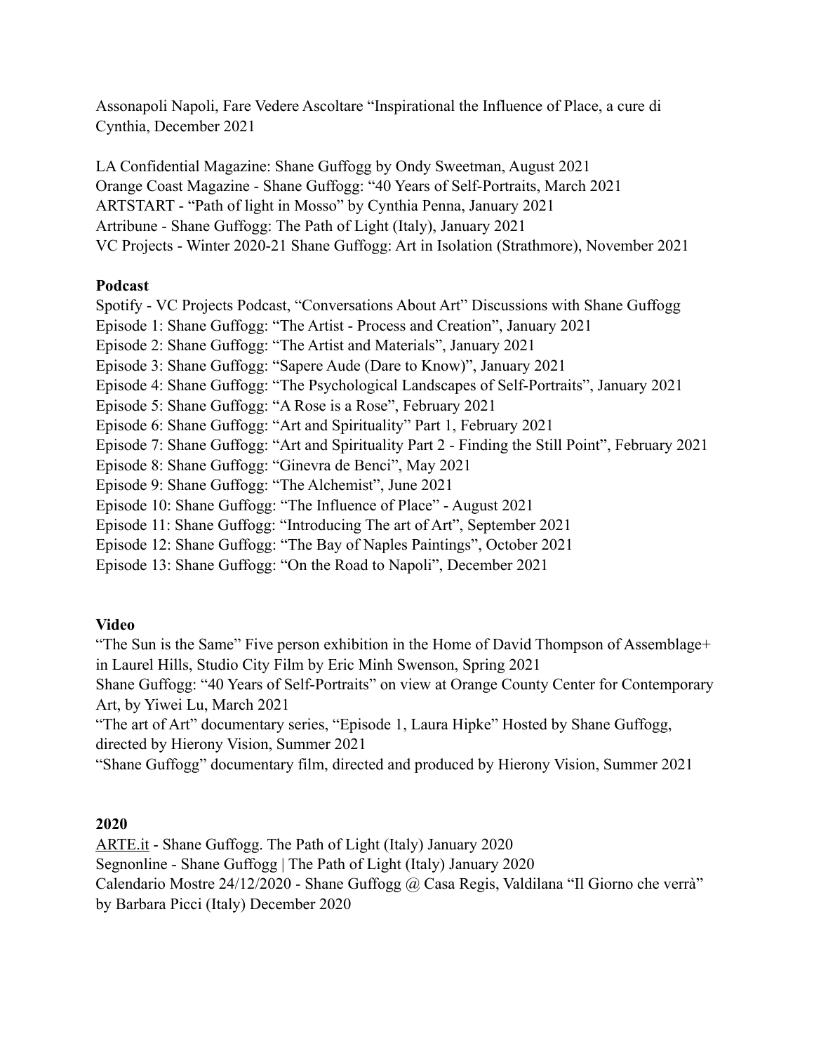Assonapoli Napoli, Fare Vedere Ascoltare "Inspirational the Influence of Place, a cure di Cynthia, December 2021

LA Confidential Magazine: Shane Guffogg by Ondy Sweetman, August 2021
Orange Coast Magazine - Shane Guffogg: "40 Years of Self-Portraits, March 2021
ARTSTART - "Path of light in Mosso" by Cynthia Penna, January 2021
Artribune - Shane Guffogg: The Path of Light (Italy), January 2021
VC Projects - Winter 2020-21 Shane Guffogg: Art in Isolation (Strathmore), November 2021

**Podcast**

Spotify - VC Projects Podcast, "Conversations About Art" Discussions with Shane Guffogg
Episode 1: Shane Guffogg: "The Artist - Process and Creation", January 2021
Episode 2: Shane Guffogg: "The Artist and Materials", January 2021
Episode 3: Shane Guffogg: "Sapere Aude (Dare to Know)", January 2021
Episode 4: Shane Guffogg: "The Psychological Landscapes of Self-Portraits", January 2021
Episode 5: Shane Guffogg: "A Rose is a Rose", February 2021
Episode 6: Shane Guffogg: "Art and Spirituality" Part 1, February 2021
Episode 7: Shane Guffogg: "Art and Spirituality Part 2 - Finding the Still Point", February 2021
Episode 8: Shane Guffogg: "Ginevra de Benci", May 2021
Episode 9: Shane Guffogg: "The Alchemist", June 2021
Episode 10: Shane Guffogg: "The Influence of Place" - August 2021
Episode 11: Shane Guffogg: "Introducing The art of Art", September 2021
Episode 12: Shane Guffogg: "The Bay of Naples Paintings", October 2021
Episode 13: Shane Guffogg: "On the Road to Napoli", December 2021

**Video**

"The Sun is the Same" Five person exhibition in the Home of David Thompson of Assemblage+ in Laurel Hills, Studio City Film by Eric Minh Swenson, Spring 2021
Shane Guffogg: "40 Years of Self-Portraits" on view at Orange County Center for Contemporary Art, by Yiwei Lu, March 2021
"The art of Art" documentary series, "Episode 1, Laura Hipke" Hosted by Shane Guffogg, directed by Hierony Vision, Summer 2021
"Shane Guffogg" documentary film, directed and produced by Hierony Vision, Summer 2021

**2020**

ARTE.it - Shane Guffogg. The Path of Light (Italy) January 2020
Segnonline - Shane Guffogg | The Path of Light (Italy) January 2020
Calendario Mostre 24/12/2020 - Shane Guffogg @ Casa Regis, Valdilana "Il Giorno che verrà" by Barbara Picci (Italy) December 2020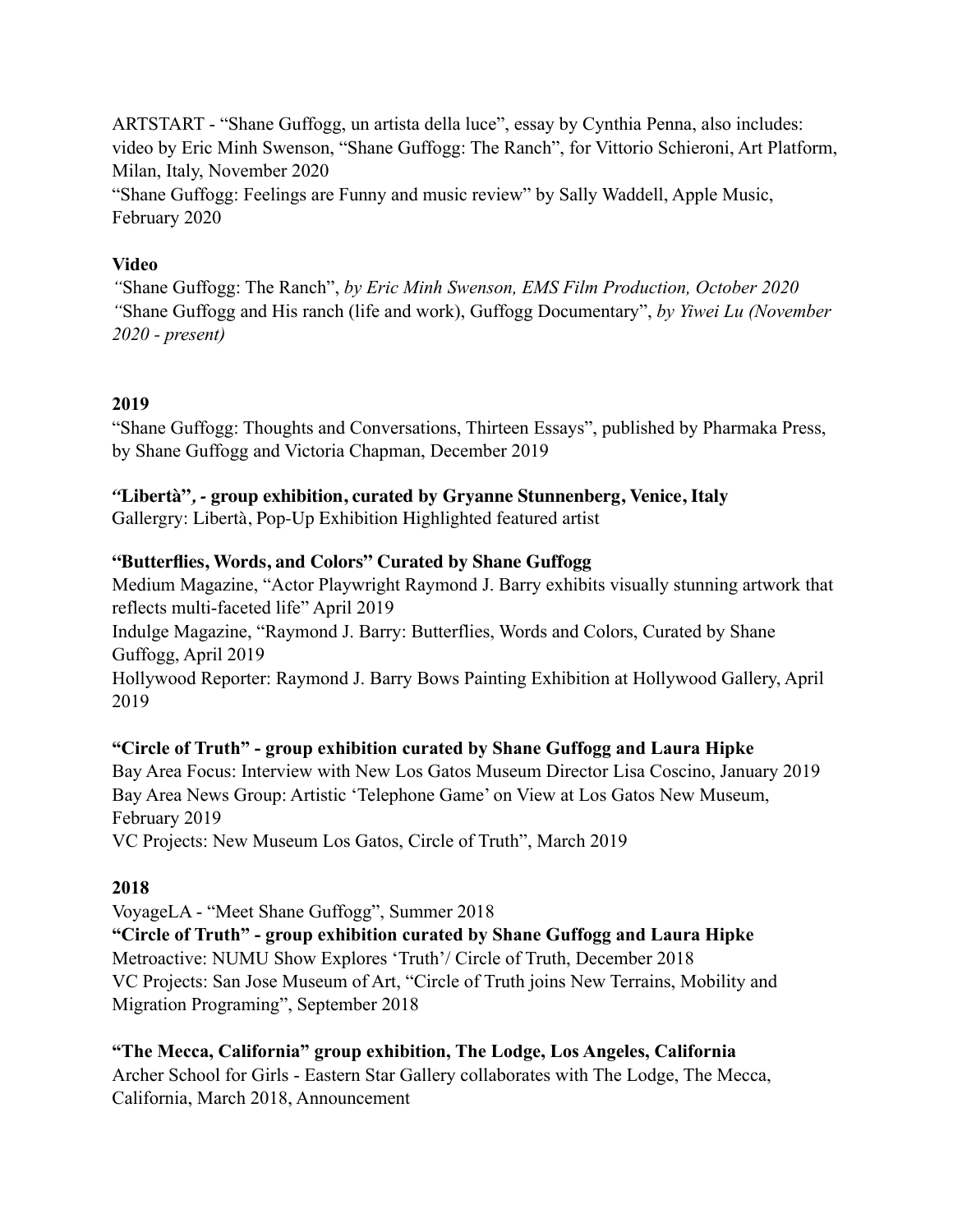ARTSTART - “Shane Guffogg, un artista della luce”, essay by Cynthia Penna, also includes: video by Eric Minh Swenson, “Shane Guffogg: The Ranch”, for Vittorio Schieroni, Art Platform, Milan, Italy, November 2020

“Shane Guffogg: Feelings are Funny and music review” by Sally Waddell, Apple Music, February 2020

**Video**

*“*Shane Guffogg: The Ranch”, *by Eric Minh Swenson, EMS Film Production, October 2020*

*“*Shane Guffogg and His ranch (life and work), Guffogg Documentary”, *by Yiwei Lu (November 2020 - present)*

**2019**

“Shane Guffogg: Thoughts and Conversations, Thirteen Essays”, published by Pharmaka Press, by Shane Guffogg and Victoria Chapman, December 2019

***“*Libertà”*, -* group exhibition, curated by Gryanne Stunnenberg, Venice, Italy**

Gallergry: Libertà, Pop-Up Exhibition Highlighted featured artist

**“Butterflies, Words, and Colors” Curated by Shane Guffogg**

Medium Magazine, “Actor Playwright Raymond J. Barry exhibits visually stunning artwork that reflects multi-faceted life” April 2019

Indulge Magazine, “Raymond J. Barry: Butterflies, Words and Colors, Curated by Shane Guffogg, April 2019

Hollywood Reporter: Raymond J. Barry Bows Painting Exhibition at Hollywood Gallery, April 2019

**“Circle of Truth” - group exhibition curated by Shane Guffogg and Laura Hipke**

Bay Area Focus: Interview with New Los Gatos Museum Director Lisa Coscino, January 2019

Bay Area News Group: Artistic ‘Telephone Game’ on View at Los Gatos New Museum, February 2019

VC Projects: New Museum Los Gatos, Circle of Truth”, March 2019

**2018**

VoyageLA - “Meet Shane Guffogg”, Summer 2018

**“Circle of Truth” - group exhibition curated by Shane Guffogg and Laura Hipke**

Metroactive: NUMU Show Explores ‘Truth’/ Circle of Truth, December 2018

VC Projects: San Jose Museum of Art, “Circle of Truth joins New Terrains, Mobility and Migration Programing”, September 2018

**“The Mecca, California” group exhibition, The Lodge, Los Angeles, California**

Archer School for Girls - Eastern Star Gallery collaborates with The Lodge, The Mecca, California, March 2018, Announcement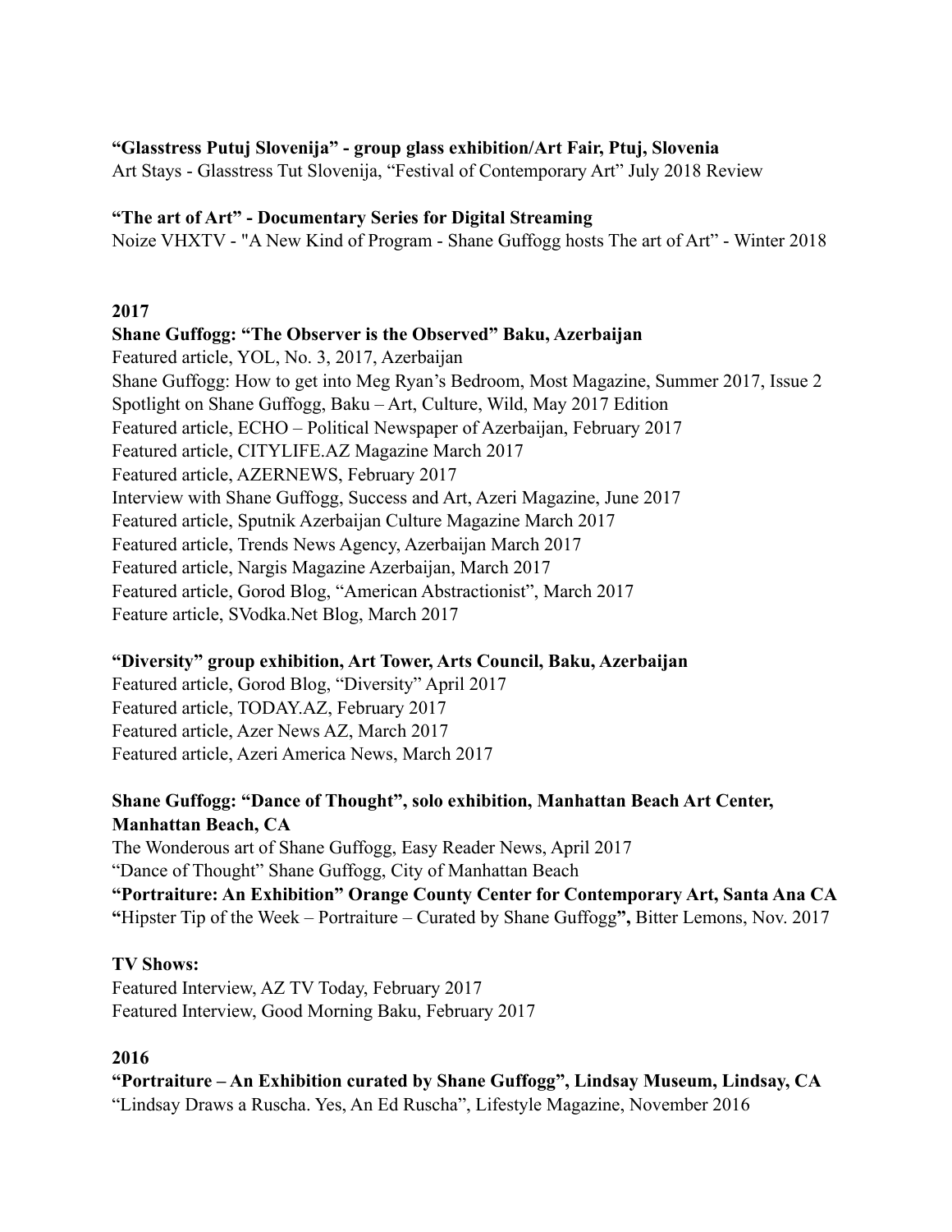**“Glasstress Putuj Slovenija” - group glass exhibition/Art Fair, Ptuj, Slovenia**
Art Stays - Glasstress Tut Slovenija, “Festival of Contemporary Art” July 2018 Review

**“The art of Art” - Documentary Series for Digital Streaming**
Noize VHXTV - "A New Kind of Program - Shane Guffogg hosts The art of Art" - Winter 2018

**2017**

**Shane Guffogg: “The Observer is the Observed” Baku, Azerbaijan**
Featured article, YOL, No. 3, 2017, Azerbaijan
Shane Guffogg: How to get into Meg Ryan’s Bedroom, Most Magazine, Summer 2017, Issue 2
Spotlight on Shane Guffogg, Baku – Art, Culture, Wild, May 2017 Edition
Featured article, ECHO – Political Newspaper of Azerbaijan, February 2017
Featured article, CITYLIFE.AZ Magazine March 2017
Featured article, AZERNEWS, February 2017
Interview with Shane Guffogg, Success and Art, Azeri Magazine, June 2017
Featured article, Sputnik Azerbaijan Culture Magazine March 2017
Featured article, Trends News Agency, Azerbaijan March 2017
Featured article, Nargis Magazine Azerbaijan, March 2017
Featured article, Gorod Blog, “American Abstractionist”, March 2017
Feature article, SVodka.Net Blog, March 2017

**“Diversity” group exhibition, Art Tower, Arts Council, Baku, Azerbaijan**
Featured article, Gorod Blog, “Diversity” April 2017
Featured article, TODAY.AZ, February 2017
Featured article, Azer News AZ, March 2017
Featured article, Azeri America News, March 2017

**Shane Guffogg: “Dance of Thought”, solo exhibition, Manhattan Beach Art Center, Manhattan Beach, CA**
The Wonderous art of Shane Guffogg, Easy Reader News, April 2017
“Dance of Thought” Shane Guffogg, City of Manhattan Beach
**“Portraiture: An Exhibition” Orange County Center for Contemporary Art, Santa Ana CA**
**“**Hipster Tip of the Week – Portraiture – Curated by Shane Guffogg**”,** Bitter Lemons, Nov. 2017

**TV Shows:**
Featured Interview, AZ TV Today, February 2017
Featured Interview, Good Morning Baku, February 2017

**2016**

**“Portraiture – An Exhibition curated by Shane Guffogg”, Lindsay Museum, Lindsay, CA**
“Lindsay Draws a Ruscha. Yes, An Ed Ruscha”, Lifestyle Magazine, November 2016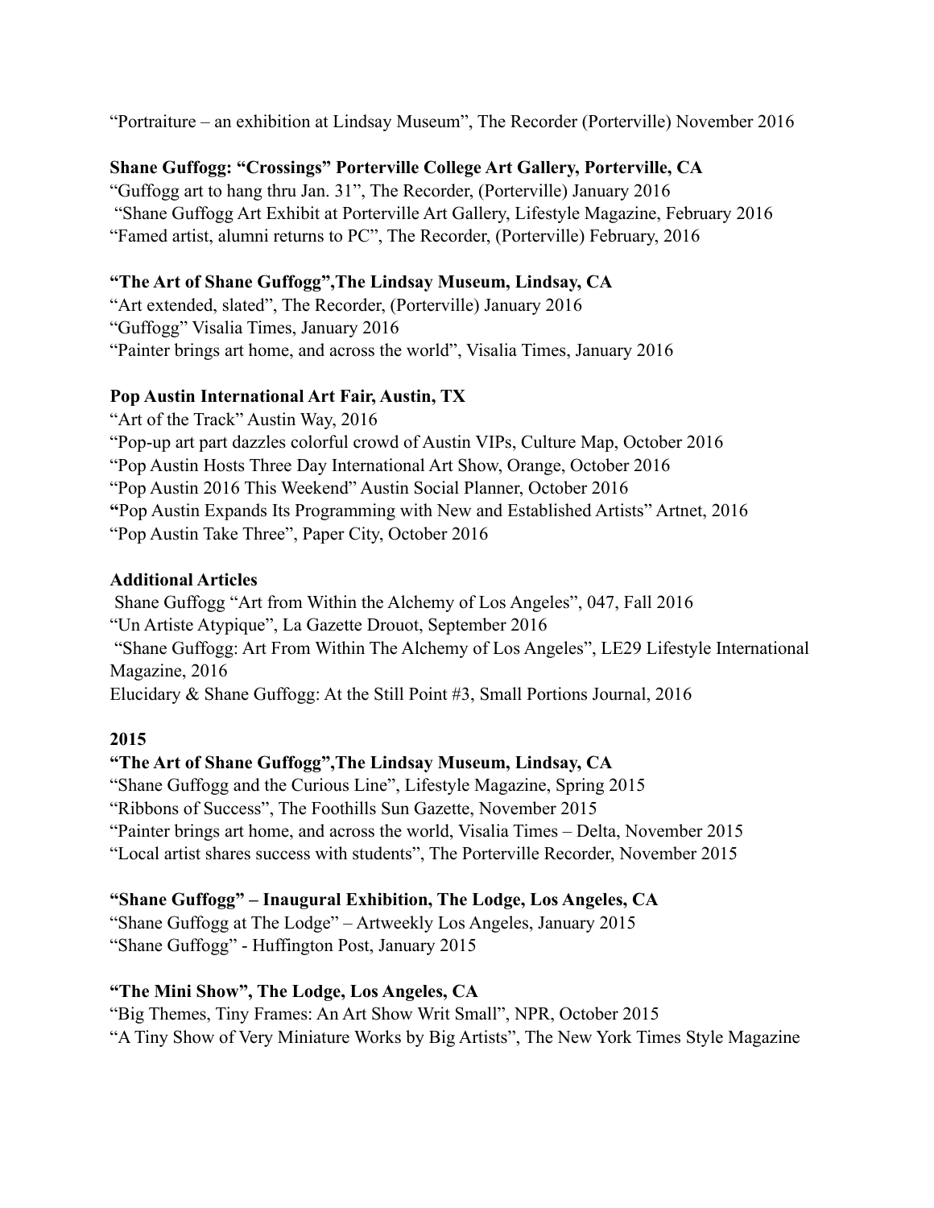"Portraiture – an exhibition at Lindsay Museum", The Recorder (Porterville) November 2016

**Shane Guffogg: "Crossings" Porterville College Art Gallery, Porterville, CA**

"Guffogg art to hang thru Jan. 31", The Recorder, (Porterville) January 2016
"Shane Guffogg Art Exhibit at Porterville Art Gallery, Lifestyle Magazine, February 2016
"Famed artist, alumni returns to PC", The Recorder, (Porterville) February, 2016

**"The Art of Shane Guffogg",The Lindsay Museum, Lindsay, CA**

"Art extended, slated", The Recorder, (Porterville) January 2016
"Guffogg" Visalia Times, January 2016
"Painter brings art home, and across the world", Visalia Times, January 2016

**Pop Austin International Art Fair, Austin, TX**

"Art of the Track" Austin Way, 2016
"Pop-up art part dazzles colorful crowd of Austin VIPs, Culture Map, October 2016
"Pop Austin Hosts Three Day International Art Show, Orange, October 2016
"Pop Austin 2016 This Weekend" Austin Social Planner, October 2016
**"**Pop Austin Expands Its Programming with New and Established Artists" Artnet, 2016
"Pop Austin Take Three", Paper City, October 2016

**Additional Articles**

Shane Guffogg "Art from Within the Alchemy of Los Angeles", 047, Fall 2016
"Un Artiste Atypique", La Gazette Drouot, September 2016
"Shane Guffogg: Art From Within The Alchemy of Los Angeles", LE29 Lifestyle International Magazine, 2016
Elucidary & Shane Guffogg: At the Still Point #3, Small Portions Journal, 2016

**2015**

**"The Art of Shane Guffogg",The Lindsay Museum, Lindsay, CA**

"Shane Guffogg and the Curious Line", Lifestyle Magazine, Spring 2015
"Ribbons of Success", The Foothills Sun Gazette, November 2015
"Painter brings art home, and across the world, Visalia Times – Delta, November 2015
"Local artist shares success with students", The Porterville Recorder, November 2015

**"Shane Guffogg" – Inaugural Exhibition, The Lodge, Los Angeles, CA**

"Shane Guffogg at The Lodge" – Artweekly Los Angeles, January 2015
"Shane Guffogg" - Huffington Post, January 2015

**"The Mini Show", The Lodge, Los Angeles, CA**

"Big Themes, Tiny Frames: An Art Show Writ Small", NPR, October 2015
"A Tiny Show of Very Miniature Works by Big Artists", The New York Times Style Magazine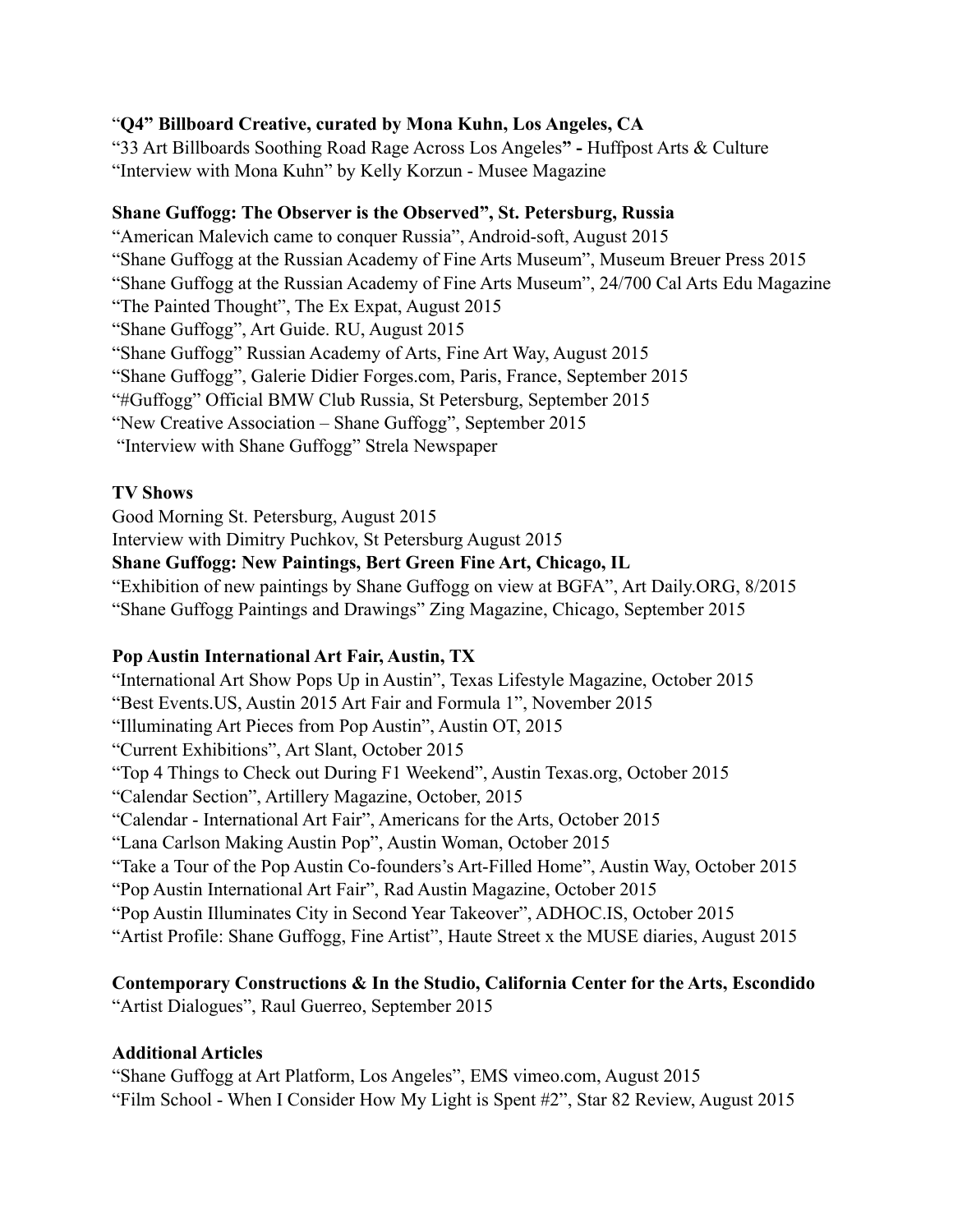“**Q4” Billboard Creative, curated by Mona Kuhn, Los Angeles, CA**
“33 Art Billboards Soothing Road Rage Across Los Angeles**” -** Huffpost Arts & Culture
“Interview with Mona Kuhn” by Kelly Korzun - Musee Magazine

**Shane Guffogg: The Observer is the Observed”, St. Petersburg, Russia**
“American Malevich came to conquer Russia”, Android-soft, August 2015
“Shane Guffogg at the Russian Academy of Fine Arts Museum”, Museum Breuer Press 2015
“Shane Guffogg at the Russian Academy of Fine Arts Museum”, 24/700 Cal Arts Edu Magazine
“The Painted Thought”, The Ex Expat, August 2015
“Shane Guffogg”, Art Guide. RU, August 2015
“Shane Guffogg” Russian Academy of Arts, Fine Art Way, August 2015
“Shane Guffogg”, Galerie Didier Forges.com, Paris, France, September 2015
“#Guffogg” Official BMW Club Russia, St Petersburg, September 2015
“New Creative Association – Shane Guffogg”, September 2015
“Interview with Shane Guffogg” Strela Newspaper

**TV Shows**
Good Morning St. Petersburg, August 2015
Interview with Dimitry Puchkov, St Petersburg August 2015

**Shane Guffogg: New Paintings, Bert Green Fine Art, Chicago, IL**
“Exhibition of new paintings by Shane Guffogg on view at BGFA”, Art Daily.ORG, 8/2015
“Shane Guffogg Paintings and Drawings” Zing Magazine, Chicago, September 2015

**Pop Austin International Art Fair, Austin, TX**
“International Art Show Pops Up in Austin”, Texas Lifestyle Magazine, October 2015
“Best Events.US, Austin 2015 Art Fair and Formula 1”, November 2015
“Illuminating Art Pieces from Pop Austin”, Austin OT, 2015
“Current Exhibitions”, Art Slant, October 2015
“Top 4 Things to Check out During F1 Weekend”, Austin Texas.org, October 2015
“Calendar Section”, Artillery Magazine, October, 2015
“Calendar - International Art Fair”, Americans for the Arts, October 2015
“Lana Carlson Making Austin Pop”, Austin Woman, October 2015
“Take a Tour of the Pop Austin Co-founders’s Art-Filled Home”, Austin Way, October 2015
“Pop Austin International Art Fair”, Rad Austin Magazine, October 2015
“Pop Austin Illuminates City in Second Year Takeover”, ADHOC.IS, October 2015
“Artist Profile: Shane Guffogg, Fine Artist”, Haute Street x the MUSE diaries, August 2015

**Contemporary Constructions & In the Studio, California Center for the Arts, Escondido**
“Artist Dialogues”, Raul Guerreo, September 2015

**Additional Articles**
“Shane Guffogg at Art Platform, Los Angeles”, EMS vimeo.com, August 2015
“Film School - When I Consider How My Light is Spent #2”, Star 82 Review, August 2015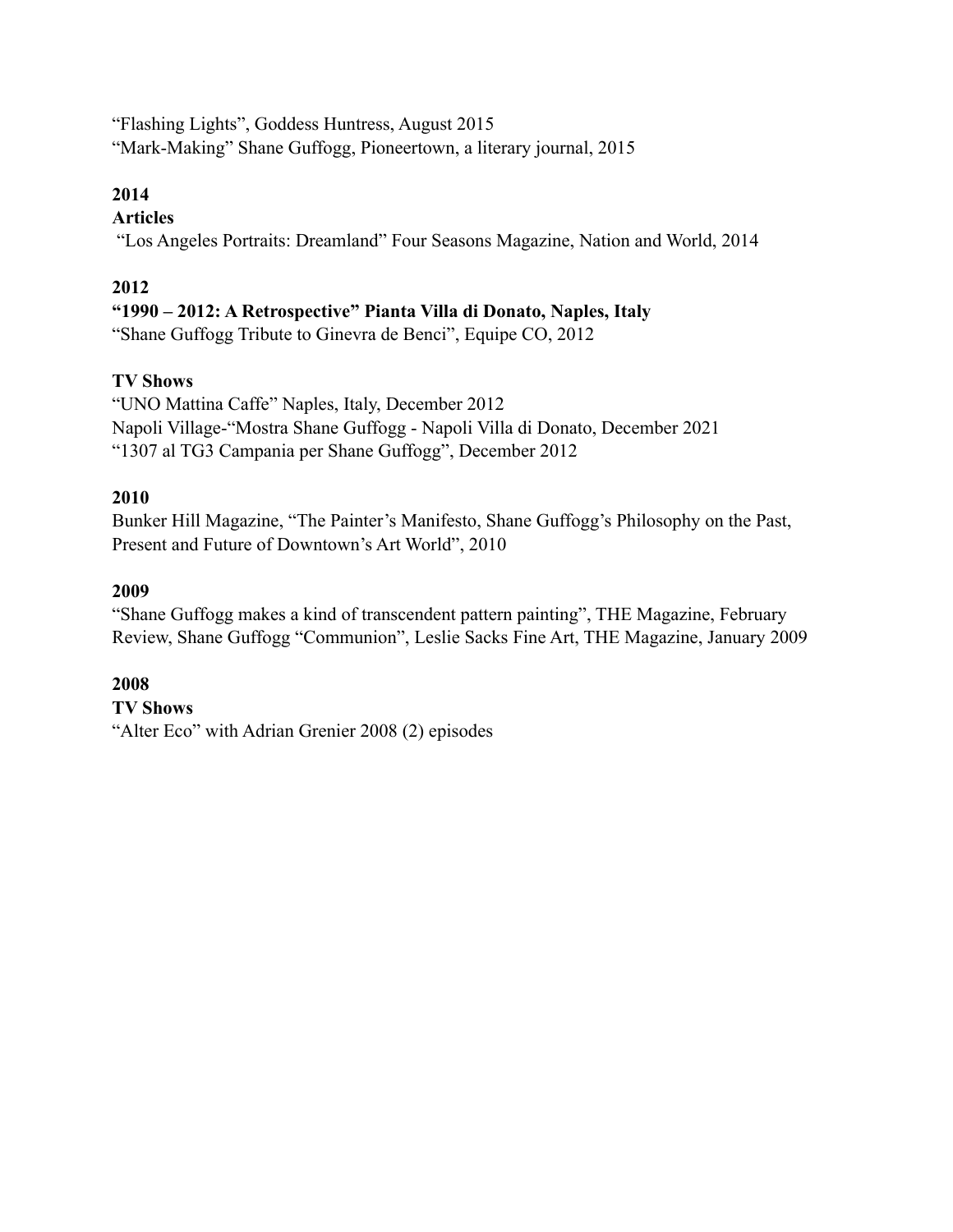"Flashing Lights", Goddess Huntress, August 2015
"Mark-Making" Shane Guffogg, Pioneertown, a literary journal, 2015

**2014**

**Articles**

"Los Angeles Portraits: Dreamland" Four Seasons Magazine, Nation and World, 2014

**2012**

**"1990 – 2012: A Retrospective" Pianta Villa di Donato, Naples, Italy**
"Shane Guffogg Tribute to Ginevra de Benci", Equipe CO, 2012

**TV Shows**

"UNO Mattina Caffe" Naples, Italy, December 2012
Napoli Village-"Mostra Shane Guffogg - Napoli Villa di Donato, December 2021
"1307 al TG3 Campania per Shane Guffogg", December 2012

**2010**

Bunker Hill Magazine, "The Painter's Manifesto, Shane Guffogg's Philosophy on the Past, Present and Future of Downtown's Art World", 2010

**2009**

"Shane Guffogg makes a kind of transcendent pattern painting", THE Magazine, February
Review, Shane Guffogg "Communion", Leslie Sacks Fine Art, THE Magazine, January 2009

**2008**

**TV Shows**

"Alter Eco" with Adrian Grenier 2008 (2) episodes